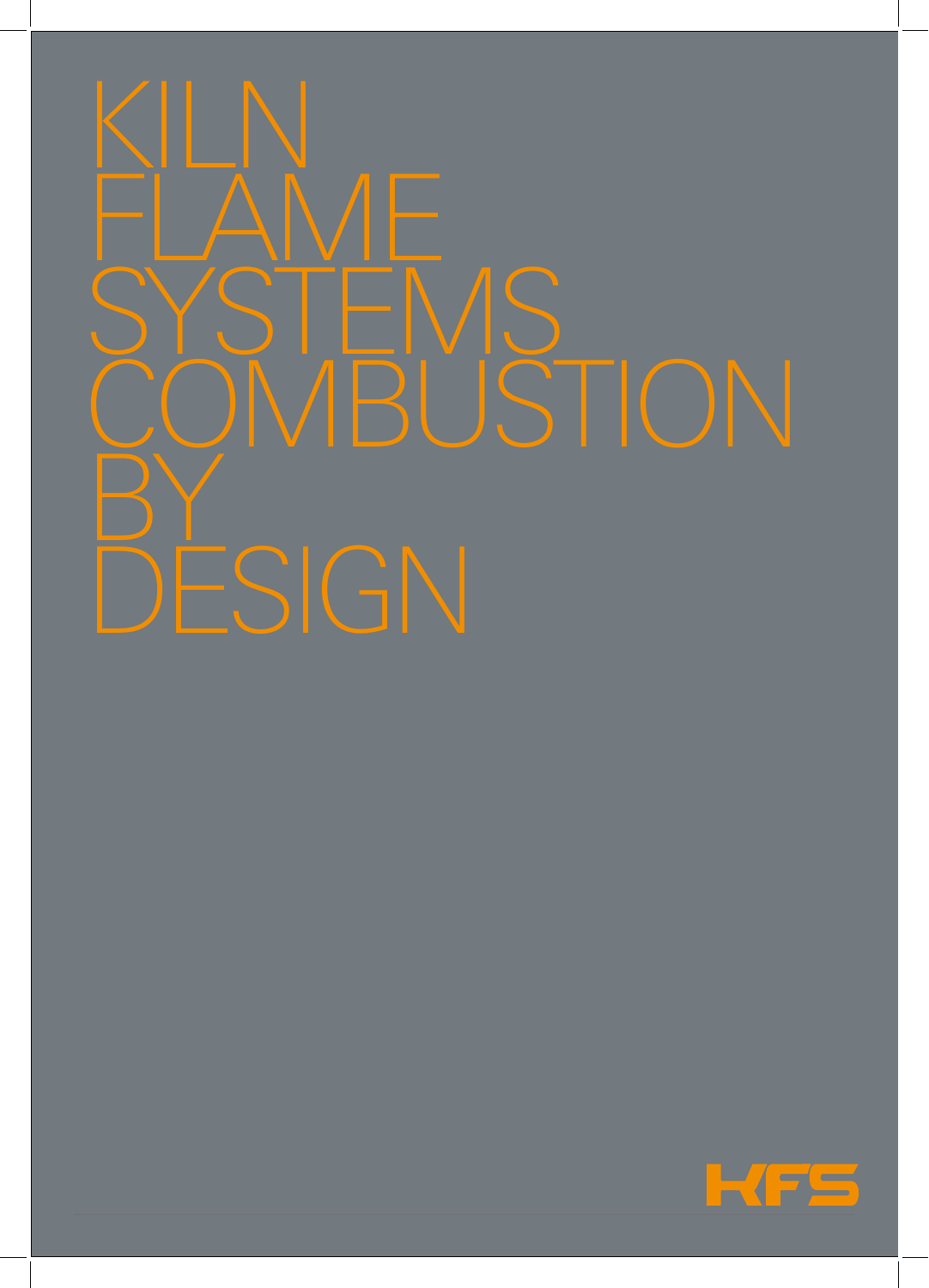# KILN FLAME SYSTEMS COMBUSTION BY DESIGN

KFS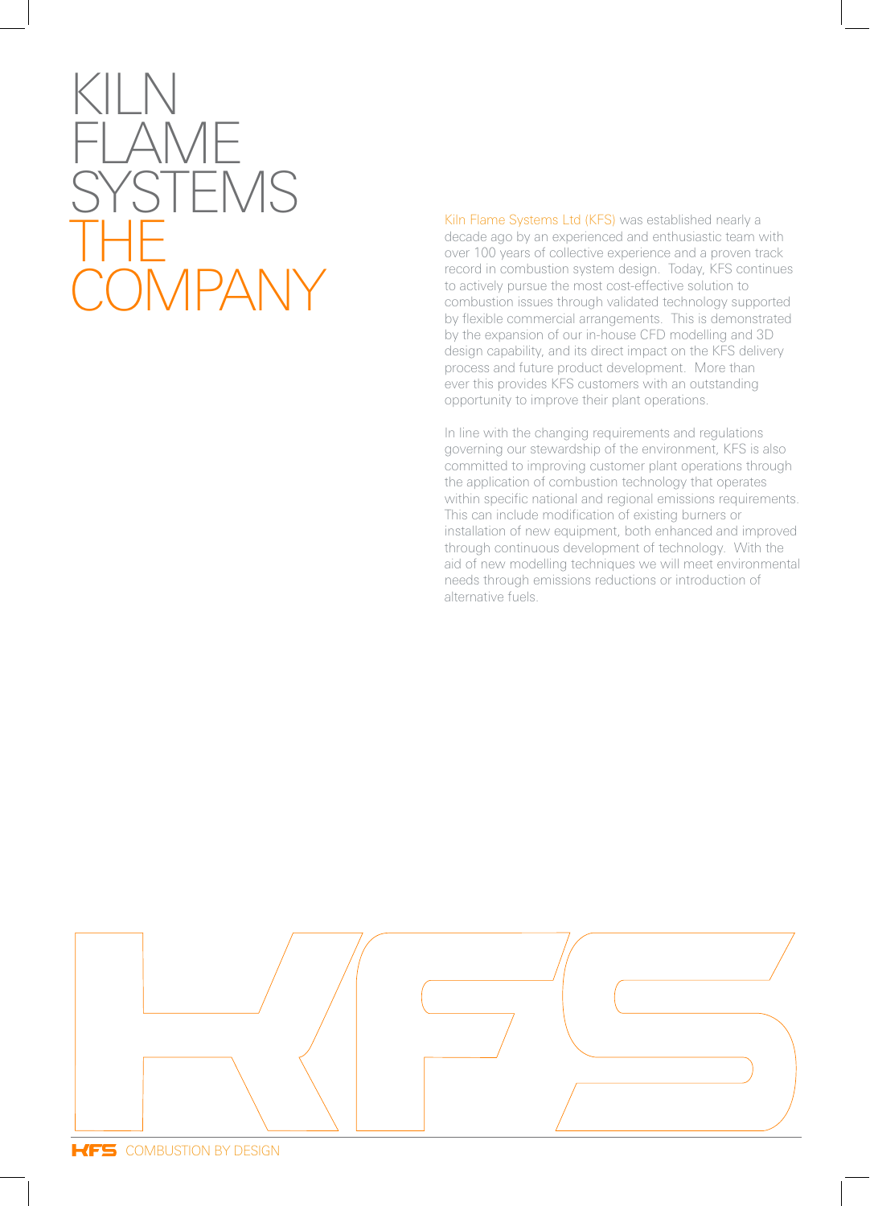# KILN FLAME SYSTEMS THE COMPANY

Kiln Flame Systems Ltd (KFS) was established nearly a decade ago by an experienced and enthusiastic team with over 100 years of collective experience and a proven track record in combustion system design. Today, KFS continues to actively pursue the most cost-effective solution to combustion issues through validated technology supported by flexible commercial arrangements. This is demonstrated by the expansion of our in-house CFD modelling and 3D design capability, and its direct impact on the KFS delivery process and future product development. More than ever this provides KFS customers with an outstanding opportunity to improve their plant operations.

In line with the changing requirements and regulations governing our stewardship of the environment, KFS is also committed to improving customer plant operations through the application of combustion technology that operates within specific national and regional emissions requirements. This can include modification of existing burners or installation of new equipment, both enhanced and improved through continuous development of technology. With the aid of new modelling techniques we will meet environmental needs through emissions reductions or introduction of alternative fuels.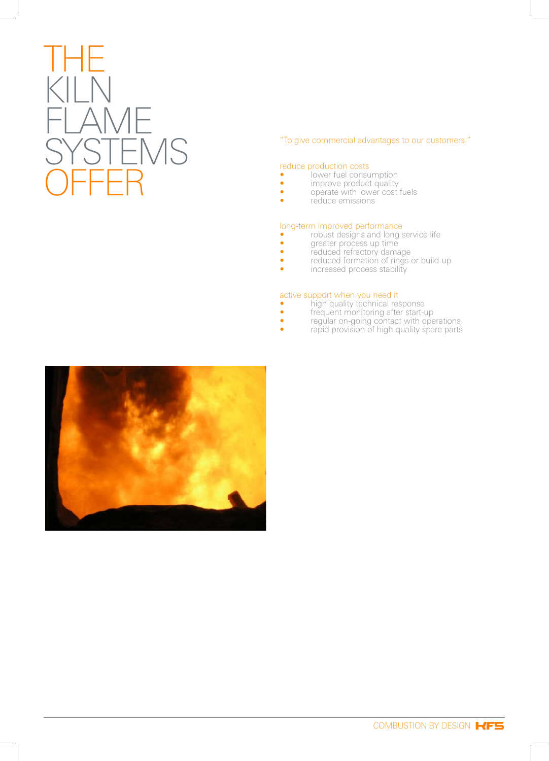# THE KILN FLAME SYSTEMS OFFER

"To give commercial advantages to our customers."

reduce production costs

- lower fuel consumption
- improve product quality
- operate with lower cost fuels
- reduce emissions

long-term improved performance

- robust designs and long service life
- greater process up time
- reduced refractory damage
- reduced formation of rings or build-up
- increased process stability

active support when you need it

- high quality technical response
- frequent monitoring after start-up
- regular on-going contact with operations
- rapid provision of high quality spare parts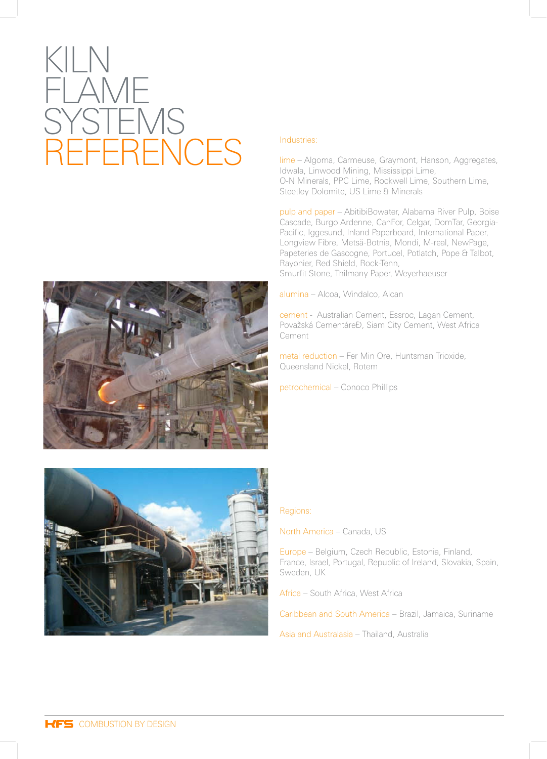# KILN FLAME SYSTEMS REFERENCES

Industries:

lime – Algoma, Carmeuse, Graymont, Hanson, Aggregates, Idwala, Linwood Mining, Mississippi Lime, O-N Minerals, PPC Lime, Rockwell Lime, Southern Lime, Steetley Dolomite, US Lime & Minerals

pulp and paper – AbitibiBowater, Alabama River Pulp, Boise Cascade, Burgo Ardenne, CanFor, Celgar, DomTar, Georgia-Pacific, Iggesund, Inland Paperboard, International Paper, Longview Fibre, Metsä-Botnia, Mondi, M-real, NewPage, Papeteries de Gascogne, Portucel, Potlatch, Pope & Talbot, Rayonier, Red Shield, Rock-Tenn, Smurfit-Stone, Thilmany Paper, Weyerhaeuser

alumina – Alcoa, Windalco, Alcan

cement - Australian Cement, Essroc, Lagan Cement, Považská CementáreÐ, Siam City Cement, West Africa Cement

metal reduction – Fer Min Ore, Huntsman Trioxide, Queensland Nickel, Rotem

petrochemical – Conoco Phillips

Regions:

North America – Canada, US

Europe – Belgium, Czech Republic, Estonia, Finland, France, Israel, Portugal, Republic of Ireland, Slovakia, Spain, Sweden, UK

Africa – South Africa, West Africa

Caribbean and South America – Brazil, Jamaica, Suriname

Asia and Australasia – Thailand, Australia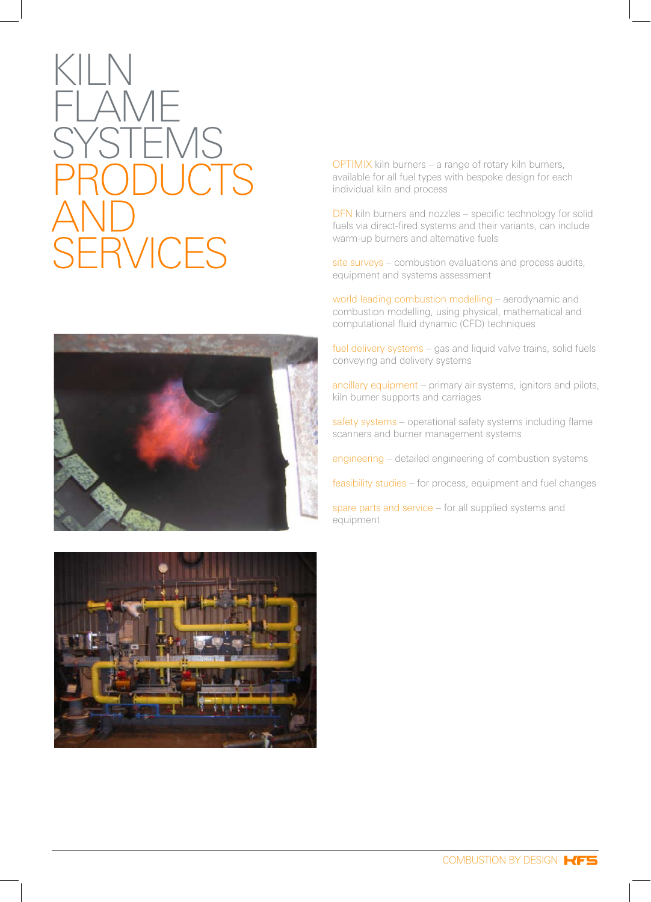# KILN FLAME SYSTEMS PRODUCTS AND SERVICES

OPTIMIX kiln burners – a range of rotary kiln burners, available for all fuel types with bespoke design for each individual kiln and process

DFN kiln burners and nozzles – specific technology for solid fuels via direct-fired systems and their variants, can include warm-up burners and alternative fuels

site surveys – combustion evaluations and process audits, equipment and systems assessment

world leading combustion modelling – aerodynamic and combustion modelling, using physical, mathematical and computational fluid dynamic (CFD) techniques

fuel delivery systems – gas and liquid valve trains, solid fuels conveying and delivery systems

ancillary equipment – primary air systems, ignitors and pilots, kiln burner supports and carriages

safety systems – operational safety systems including flame scanners and burner management systems

engineering – detailed engineering of combustion systems

feasibility studies – for process, equipment and fuel changes

spare parts and service – for all supplied systems and equipment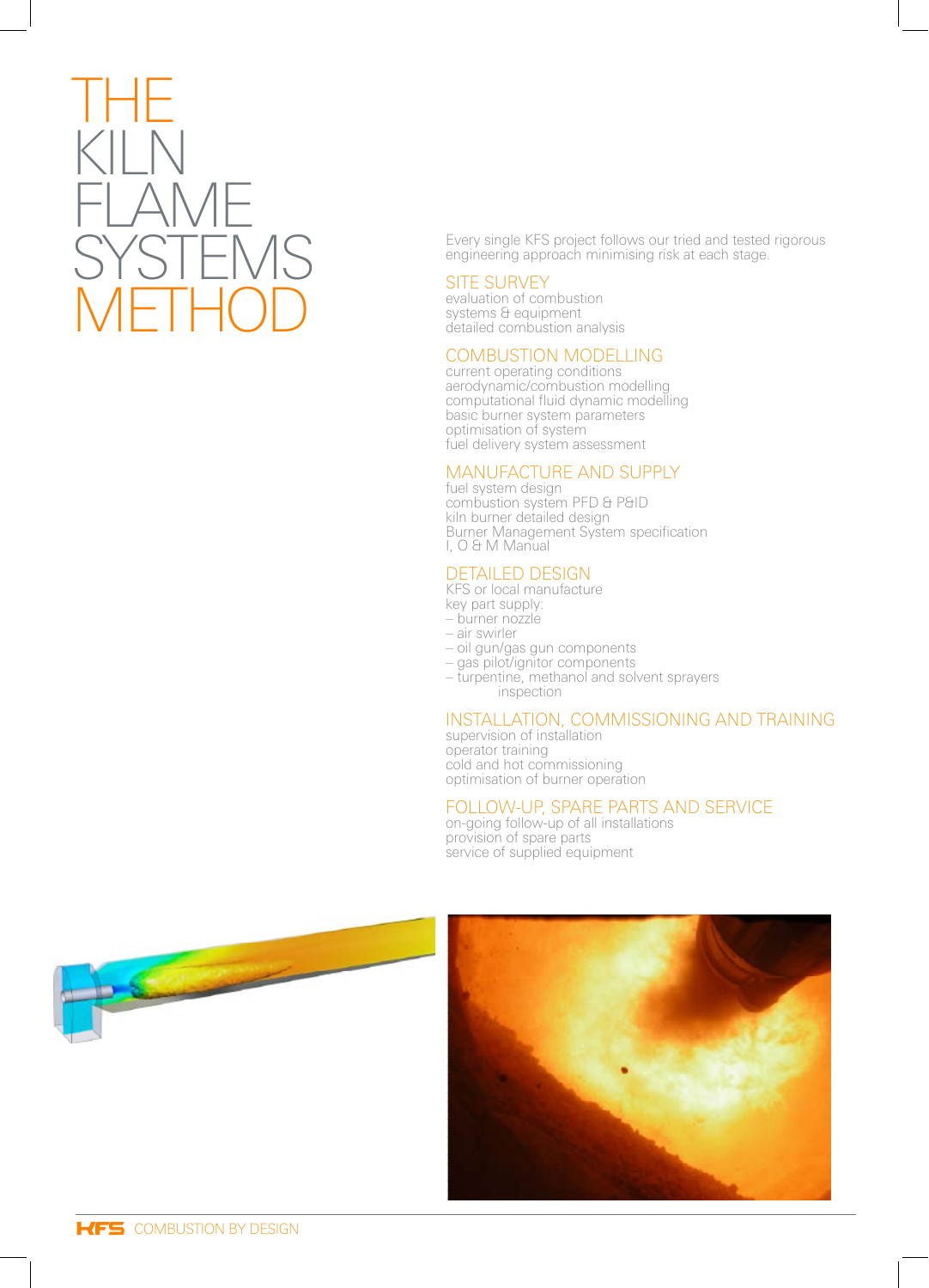# THE KILN FLAME SYSTEMS METHOD

Every single KFS project follows our tried and tested rigorous engineering approach minimising risk at each stage.

## SITE SURVEY

evaluation of combustion
systems & equipment
detailed combustion analysis

## COMBUSTION MODELLING

current operating conditions
aerodynamic/combustion modelling
computational fluid dynamic modelling
basic burner system parameters
optimisation of system
fuel delivery system assessment

## MANUFACTURE AND SUPPLY

fuel system design
combustion system PFD & P&ID
kiln burner detailed design
Burner Management System specification
I, O & M Manual

## DETAILED DESIGN

KFS or local manufacture
key part supply:
– burner nozzle
– air swirler
– oil gun/gas gun components
– gas pilot/ignitor components
– turpentine, methanol and solvent sprayers
inspection

## INSTALLATION, COMMISSIONING AND TRAINING

supervision of installation
operator training
cold and hot commissioning
optimisation of burner operation

## FOLLOW-UP, SPARE PARTS AND SERVICE

on-going follow-up of all installations
provision of spare parts
service of supplied equipment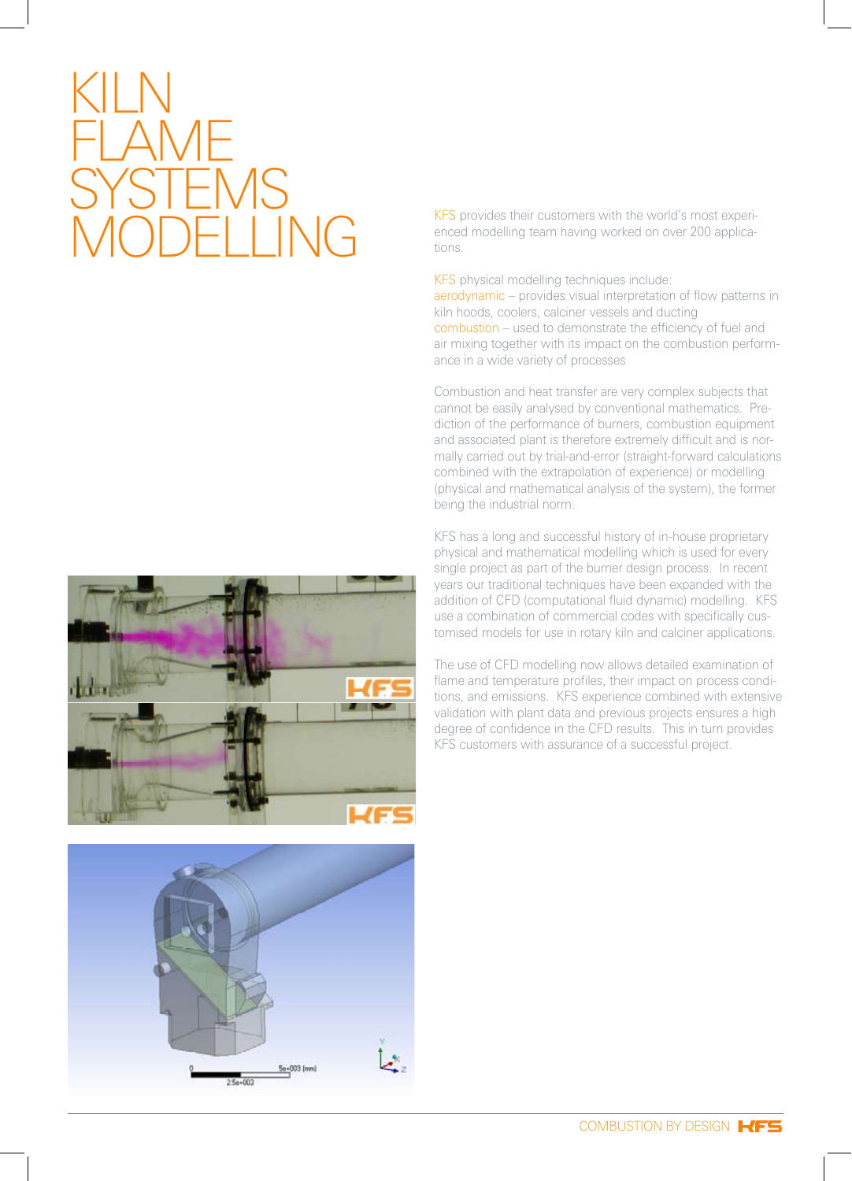# KILN FLAME SYSTEMS MODELLING

KFS provides their customers with the world's most experienced modelling team having worked on over 200 applications.

KFS physical modelling techniques include:
aerodynamic – provides visual interpretation of flow patterns in kiln hoods, coolers, calciner vessels and ducting
combustion – used to demonstrate the efficiency of fuel and air mixing together with its impact on the combustion performance in a wide variety of processes

Combustion and heat transfer are very complex subjects that cannot be easily analysed by conventional mathematics. Prediction of the performance of burners, combustion equipment and associated plant is therefore extremely difficult and is normally carried out by trial-and-error (straight-forward calculations combined with the extrapolation of experience) or modelling (physical and mathematical analysis of the system), the former being the industrial norm.

KFS has a long and successful history of in-house proprietary physical and mathematical modelling which is used for every single project as part of the burner design process. In recent years our traditional techniques have been expanded with the addition of CFD (computational fluid dynamic) modelling. KFS use a combination of commercial codes with specifically customised models for use in rotary kiln and calciner applications.

The use of CFD modelling now allows detailed examination of flame and temperature profiles, their impact on process conditions, and emissions. KFS experience combined with extensive validation with plant data and previous projects ensures a high degree of confidence in the CFD results. This in turn provides KFS customers with assurance of a successful project.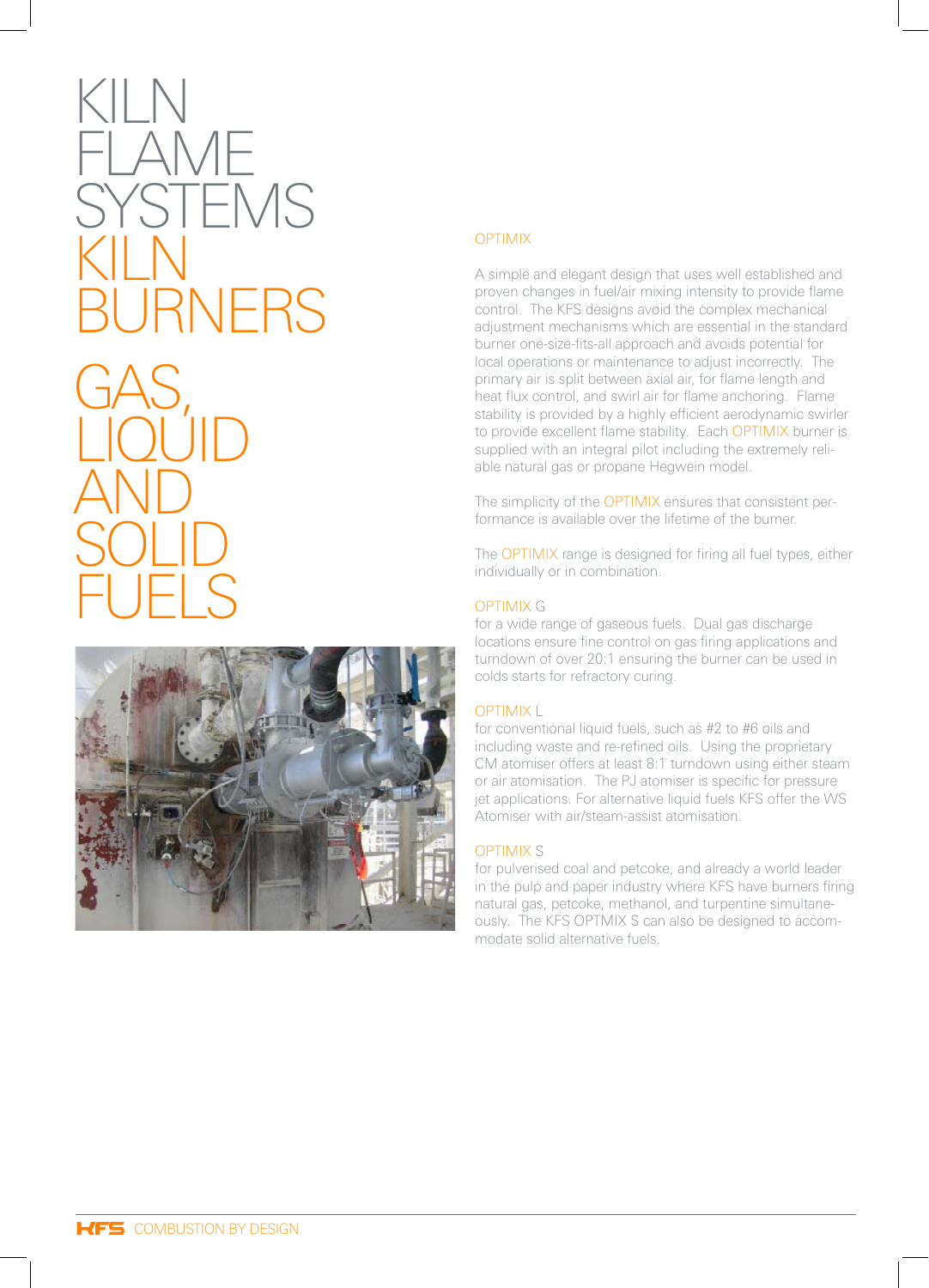# KILN FLAME SYSTEMS KILN BURNERS

# GAS, LIQUID AND SOLID FUELS

## OPTIMIX

A simple and elegant design that uses well established and proven changes in fuel/air mixing intensity to provide flame control. The KFS designs avoid the complex mechanical adjustment mechanisms which are essential in the standard burner one-size-fits-all approach and avoids potential for local operations or maintenance to adjust incorrectly. The primary air is split between axial air, for flame length and heat flux control, and swirl air for flame anchoring. Flame stability is provided by a highly efficient aerodynamic swirler to provide excellent flame stability. Each OPTIMIX burner is supplied with an integral pilot including the extremely reliable natural gas or propane Hegwein model.

The simplicity of the OPTIMIX ensures that consistent performance is available over the lifetime of the burner.

The OPTIMIX range is designed for firing all fuel types, either individually or in combination.

### OPTIMIX G

for a wide range of gaseous fuels. Dual gas discharge locations ensure fine control on gas firing applications and turndown of over 20:1 ensuring the burner can be used in colds starts for refractory curing.

### OPTIMIX L

for conventional liquid fuels, such as #2 to #6 oils and including waste and re-refined oils. Using the proprietary CM atomiser offers at least 8:1 turndown using either steam or air atomisation. The PJ atomiser is specific for pressure jet applications. For alternative liquid fuels KFS offer the WS Atomiser with air/steam-assist atomisation.

### OPTIMIX S

for pulverised coal and petcoke, and already a world leader in the pulp and paper industry where KFS have burners firing natural gas, petcoke, methanol, and turpentine simultaneously. The KFS OPTMIX S can also be designed to accommodate solid alternative fuels.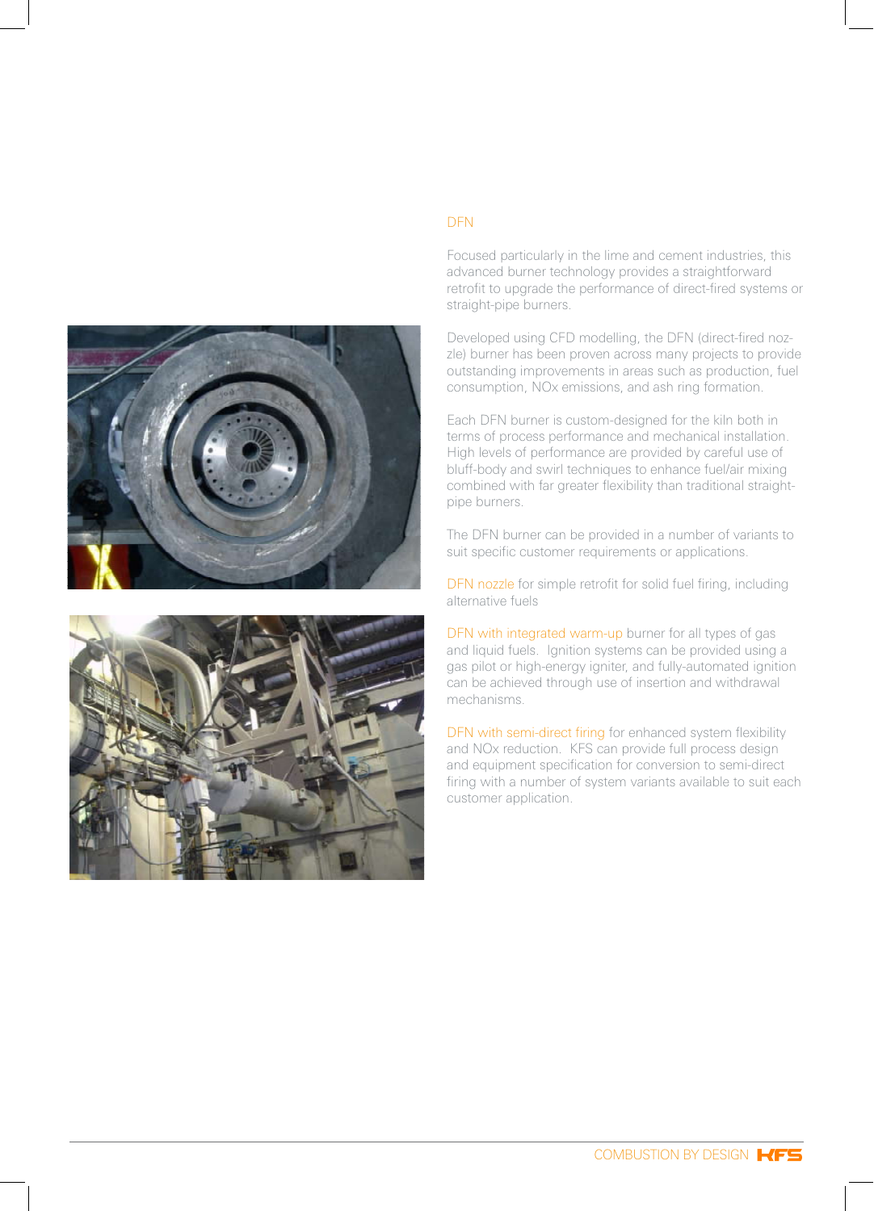## DFN

Focused particularly in the lime and cement industries, this advanced burner technology provides a straightforward retrofit to upgrade the performance of direct-fired systems or straight-pipe burners.

Developed using CFD modelling, the DFN (direct-fired nozzle) burner has been proven across many projects to provide outstanding improvements in areas such as production, fuel consumption, NOx emissions, and ash ring formation.

Each DFN burner is custom-designed for the kiln both in terms of process performance and mechanical installation. High levels of performance are provided by careful use of bluff-body and swirl techniques to enhance fuel/air mixing combined with far greater flexibility than traditional straight-pipe burners.

The DFN burner can be provided in a number of variants to suit specific customer requirements or applications.

**DFN nozzle** for simple retrofit for solid fuel firing, including alternative fuels

**DFN with integrated warm-up** burner for all types of gas and liquid fuels. Ignition systems can be provided using a gas pilot or high-energy igniter, and fully-automated ignition can be achieved through use of insertion and withdrawal mechanisms.

**DFN with semi-direct firing** for enhanced system flexibility and NOx reduction. KFS can provide full process design and equipment specification for conversion to semi-direct firing with a number of system variants available to suit each customer application.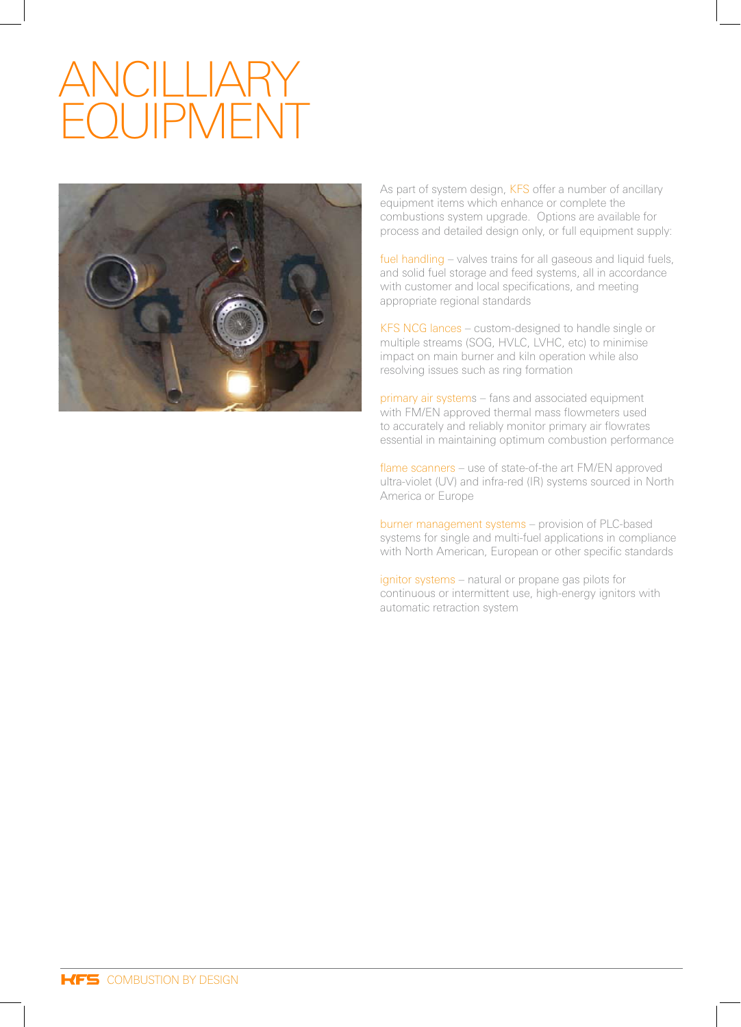# ANCILLIARY EQUIPMENT

As part of system design, KFS offer a number of ancillary equipment items which enhance or complete the combustions system upgrade. Options are available for process and detailed design only, or full equipment supply:

fuel handling – valves trains for all gaseous and liquid fuels, and solid fuel storage and feed systems, all in accordance with customer and local specifications, and meeting appropriate regional standards

KFS NCG lances – custom-designed to handle single or multiple streams (SOG, HVLC, LVHC, etc) to minimise impact on main burner and kiln operation while also resolving issues such as ring formation

primary air systems – fans and associated equipment with FM/EN approved thermal mass flowmeters used to accurately and reliably monitor primary air flowrates essential in maintaining optimum combustion performance

flame scanners – use of state-of-the art FM/EN approved ultra-violet (UV) and infra-red (IR) systems sourced in North America or Europe

burner management systems – provision of PLC-based systems for single and multi-fuel applications in compliance with North American, European or other specific standards

ignitor systems – natural or propane gas pilots for continuous or intermittent use, high-energy ignitors with automatic retraction system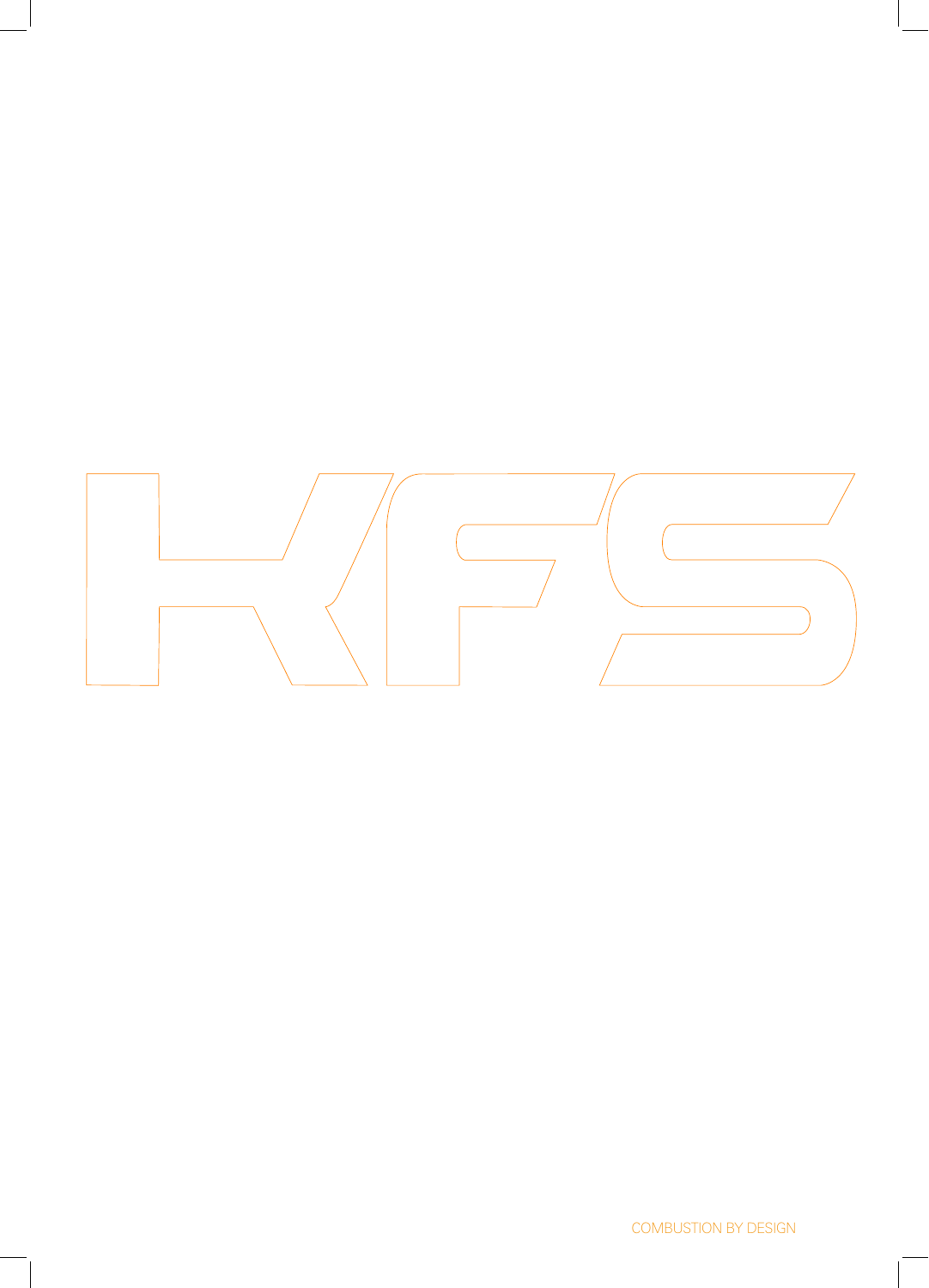KFS

COMBUSTION BY DESIGN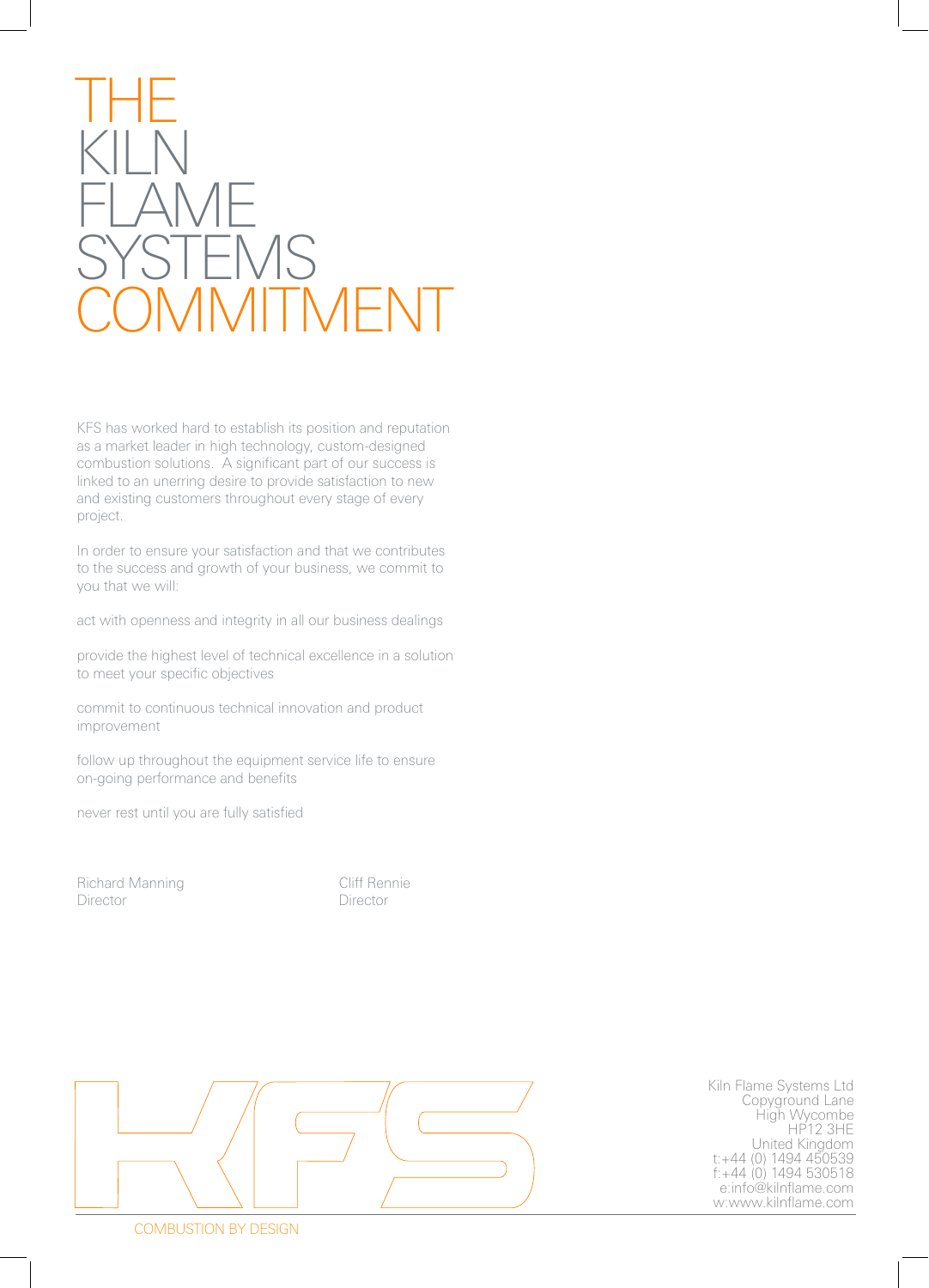# THE KILN FLAME SYSTEMS COMMITMENT

KFS has worked hard to establish its position and reputation as a market leader in high technology, custom-designed combustion solutions. A significant part of our success is linked to an unerring desire to provide satisfaction to new and existing customers throughout every stage of every project.

In order to ensure your satisfaction and that we contributes to the success and growth of your business, we commit to you that we will:

act with openness and integrity in all our business dealings

provide the highest level of technical excellence in a solution to meet your specific objectives

commit to continuous technical innovation and product improvement

follow up throughout the equipment service life to ensure on-going performance and benefits

never rest until you are fully satisfied

Richard Manning
Director

Cliff Rennie
Director

KFS

COMBUSTION BY DESIGN

Kiln Flame Systems Ltd
Copyground Lane
High Wycombe
HP12 3HE
United Kingdom
t:+44 (0) 1494 450539
f:+44 (0) 1494 530518
e:info@kilnflame.com
w:www.kilnflame.com